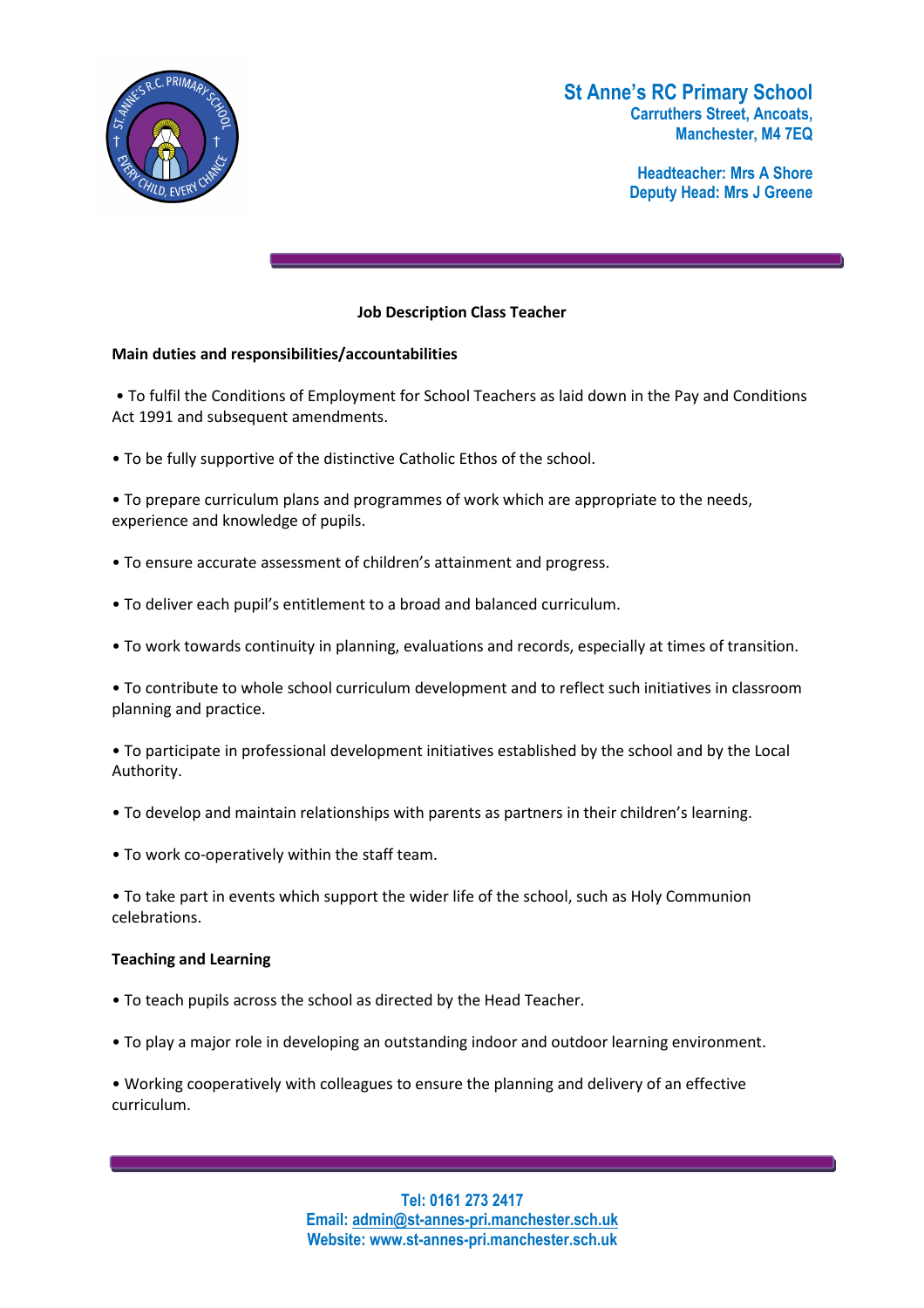**St Anne's RC Primary School**
Carruthers Street, Ancoats,
Manchester, M4 7EQ

Headteacher: Mrs A Shore
Deputy Head: Mrs J Greene

## Job Description Class Teacher

### Main duties and responsibilities/accountabilities

- To fulfil the Conditions of Employment for School Teachers as laid down in the Pay and Conditions Act 1991 and subsequent amendments.
- To be fully supportive of the distinctive Catholic Ethos of the school.
- To prepare curriculum plans and programmes of work which are appropriate to the needs, experience and knowledge of pupils.
- To ensure accurate assessment of children's attainment and progress.
- To deliver each pupil's entitlement to a broad and balanced curriculum.
- To work towards continuity in planning, evaluations and records, especially at times of transition.
- To contribute to whole school curriculum development and to reflect such initiatives in classroom planning and practice.
- To participate in professional development initiatives established by the school and by the Local Authority.
- To develop and maintain relationships with parents as partners in their children's learning.
- To work co-operatively within the staff team.
- To take part in events which support the wider life of the school, such as Holy Communion celebrations.

### Teaching and Learning

- To teach pupils across the school as directed by the Head Teacher.
- To play a major role in developing an outstanding indoor and outdoor learning environment.
- Working cooperatively with colleagues to ensure the planning and delivery of an effective curriculum.

Tel: 0161 273 2417
Email: admin@st-annes-pri.manchester.sch.uk
Website: www.st-annes-pri.manchester.sch.uk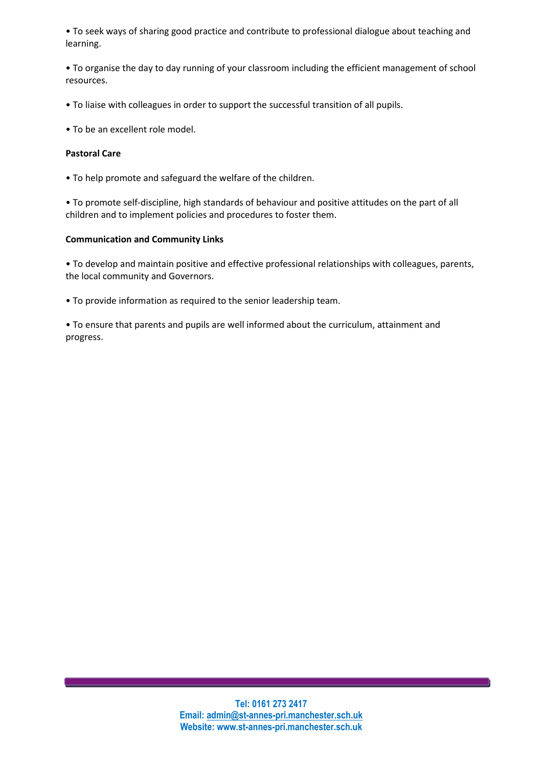- To seek ways of sharing good practice and contribute to professional dialogue about teaching and learning.

- To organise the day to day running of your classroom including the efficient management of school resources.

- To liaise with colleagues in order to support the successful transition of all pupils.

- To be an excellent role model.

**Pastoral Care**

- To help promote and safeguard the welfare of the children.

- To promote self-discipline, high standards of behaviour and positive attitudes on the part of all children and to implement policies and procedures to foster them.

**Communication and Community Links**

- To develop and maintain positive and effective professional relationships with colleagues, parents, the local community and Governors.

- To provide information as required to the senior leadership team.

- To ensure that parents and pupils are well informed about the curriculum, attainment and progress.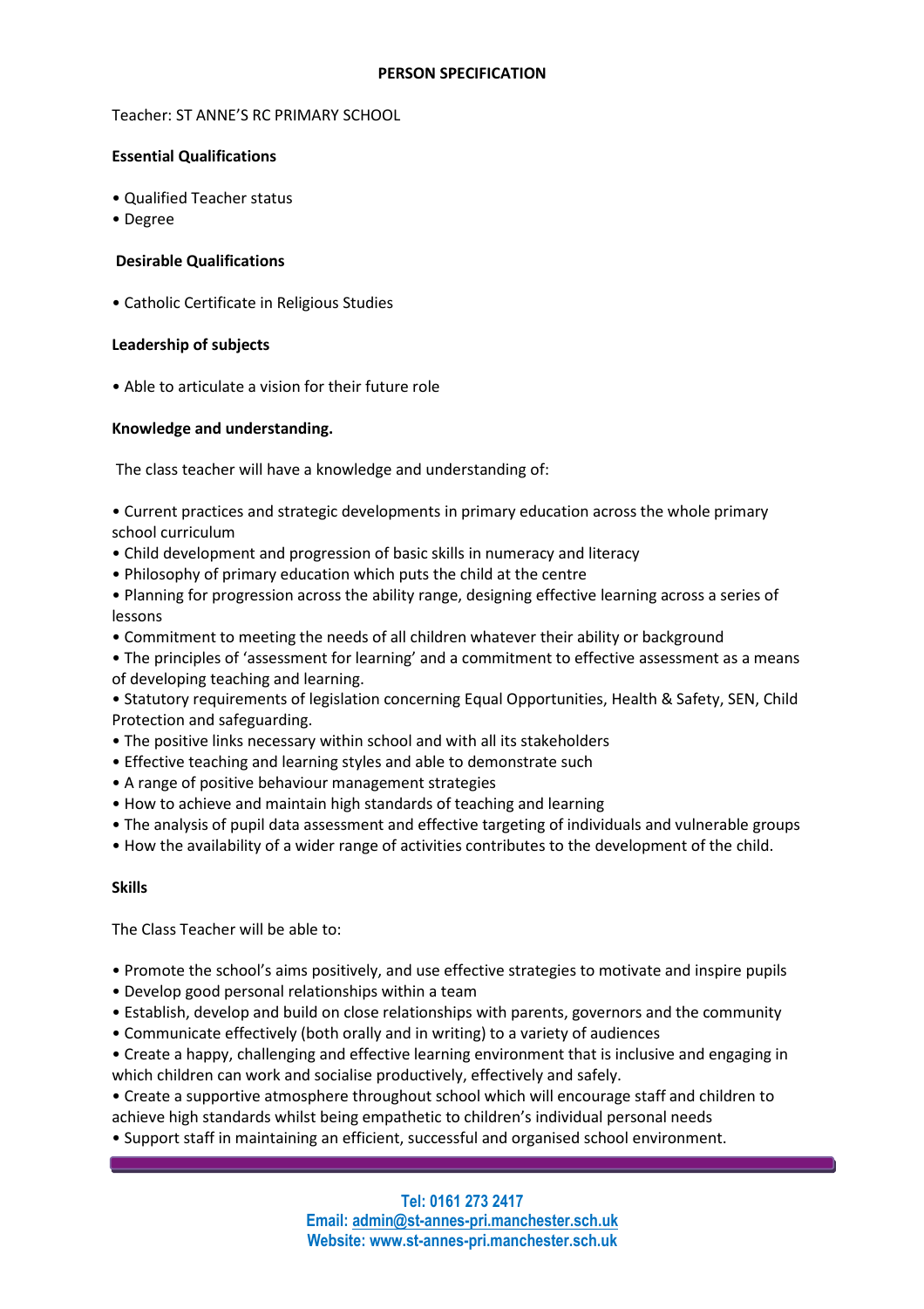**PERSON SPECIFICATION**

Teacher: ST ANNE'S RC PRIMARY SCHOOL

**Essential Qualifications**

- Qualified Teacher status
- Degree

**Desirable Qualifications**

- Catholic Certificate in Religious Studies

**Leadership of subjects**

- Able to articulate a vision for their future role

**Knowledge and understanding.**

The class teacher will have a knowledge and understanding of:

- Current practices and strategic developments in primary education across the whole primary school curriculum
- Child development and progression of basic skills in numeracy and literacy
- Philosophy of primary education which puts the child at the centre
- Planning for progression across the ability range, designing effective learning across a series of lessons
- Commitment to meeting the needs of all children whatever their ability or background
- The principles of 'assessment for learning' and a commitment to effective assessment as a means of developing teaching and learning.
- Statutory requirements of legislation concerning Equal Opportunities, Health & Safety, SEN, Child Protection and safeguarding.
- The positive links necessary within school and with all its stakeholders
- Effective teaching and learning styles and able to demonstrate such
- A range of positive behaviour management strategies
- How to achieve and maintain high standards of teaching and learning
- The analysis of pupil data assessment and effective targeting of individuals and vulnerable groups
- How the availability of a wider range of activities contributes to the development of the child.

**Skills**

The Class Teacher will be able to:

- Promote the school's aims positively, and use effective strategies to motivate and inspire pupils
- Develop good personal relationships within a team
- Establish, develop and build on close relationships with parents, governors and the community
- Communicate effectively (both orally and in writing) to a variety of audiences
- Create a happy, challenging and effective learning environment that is inclusive and engaging in which children can work and socialise productively, effectively and safely.
- Create a supportive atmosphere throughout school which will encourage staff and children to achieve high standards whilst being empathetic to children's individual personal needs
- Support staff in maintaining an efficient, successful and organised school environment.

**Tel: 0161 273 2417**
**Email: admin@st-annes-pri.manchester.sch.uk**
**Website: www.st-annes-pri.manchester.sch.uk**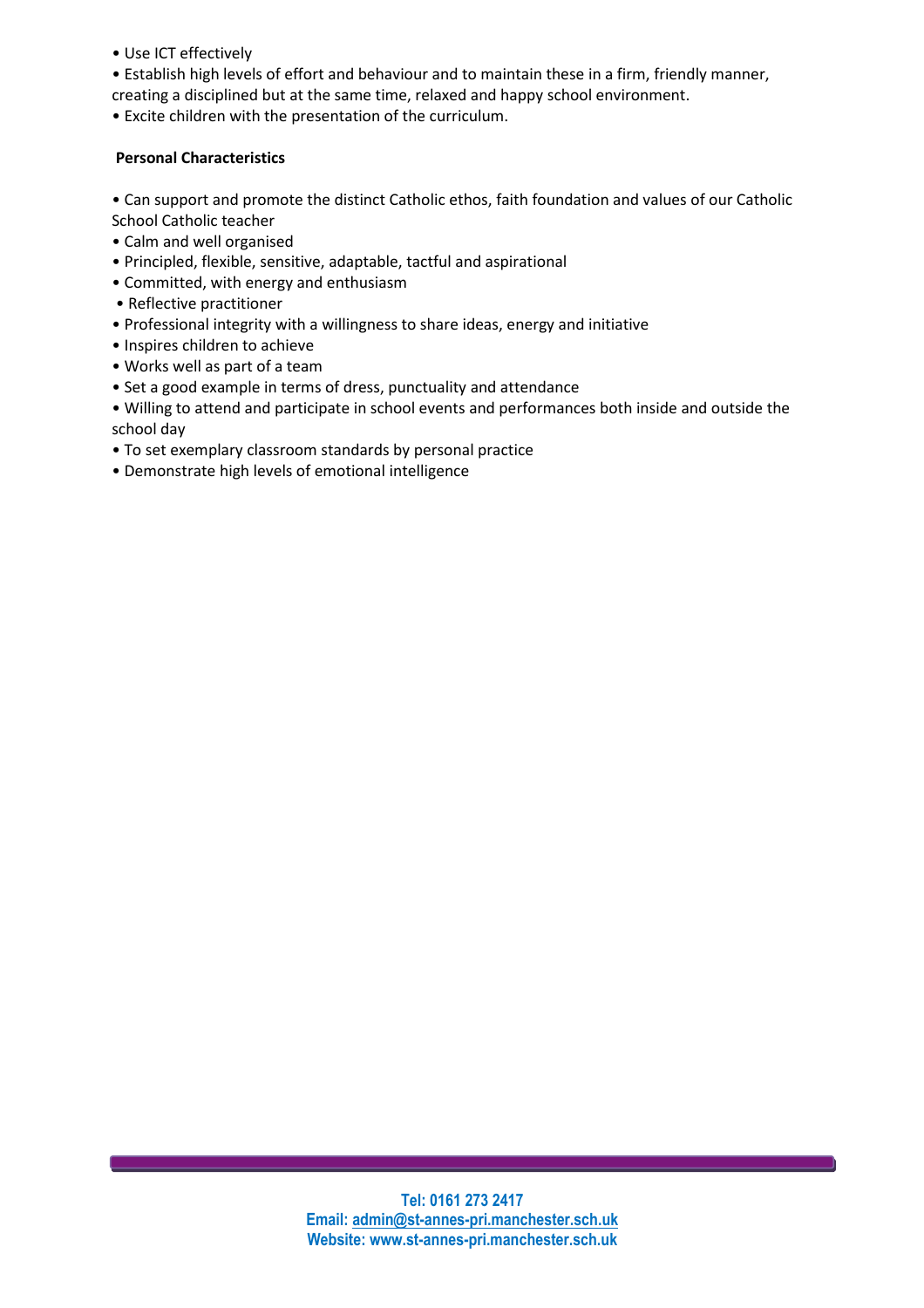- Use ICT effectively
- Establish high levels of effort and behaviour and to maintain these in a firm, friendly manner, creating a disciplined but at the same time, relaxed and happy school environment.
- Excite children with the presentation of the curriculum.

**Personal Characteristics**

- Can support and promote the distinct Catholic ethos, faith foundation and values of our Catholic School Catholic teacher
- Calm and well organised
- Principled, flexible, sensitive, adaptable, tactful and aspirational
- Committed, with energy and enthusiasm
- Reflective practitioner
- Professional integrity with a willingness to share ideas, energy and initiative
- Inspires children to achieve
- Works well as part of a team
- Set a good example in terms of dress, punctuality and attendance
- Willing to attend and participate in school events and performances both inside and outside the school day
- To set exemplary classroom standards by personal practice
- Demonstrate high levels of emotional intelligence

**Tel: 0161 273 2417**
**Email: admin@st-annes-pri.manchester.sch.uk**
**Website: www.st-annes-pri.manchester.sch.uk**